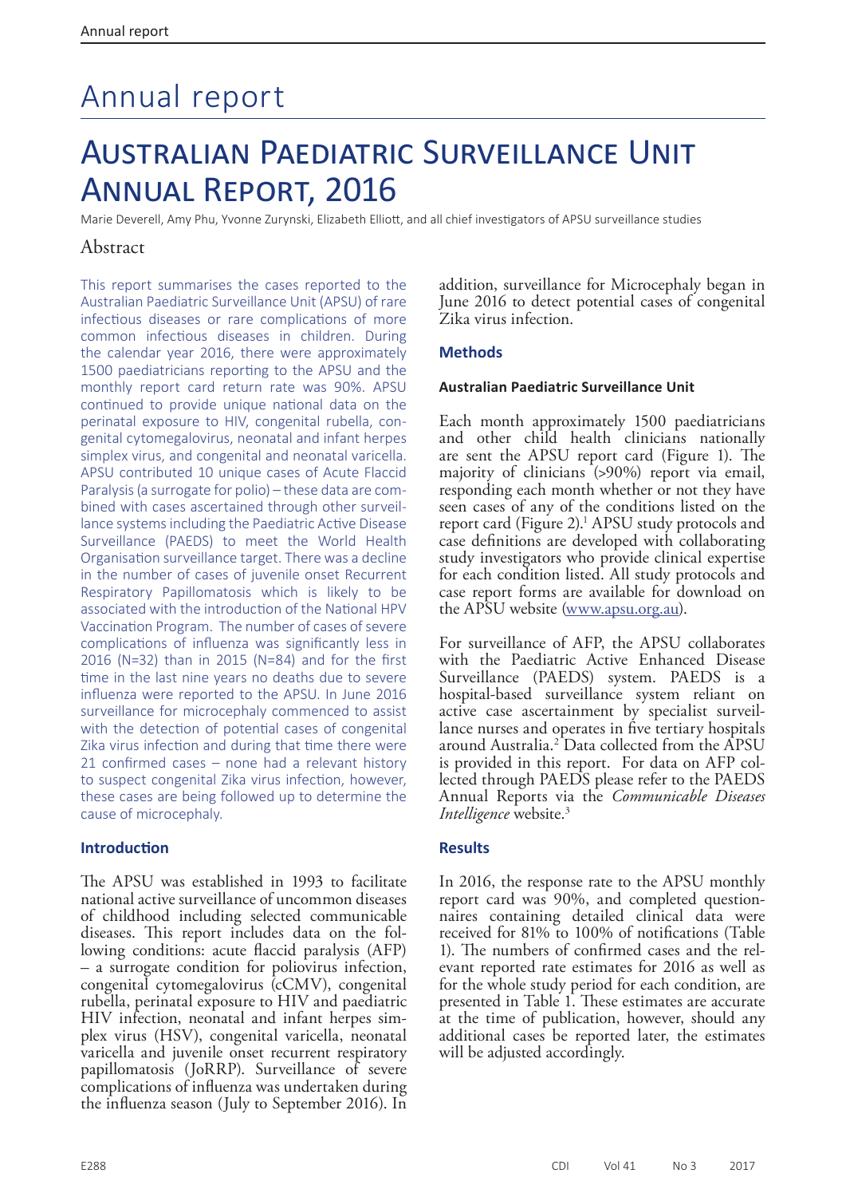# Annual report

# Australian Paediatric Surveillance Unit Annual Report, 2016

Marie Deverell, Amy Phu, Yvonne Zurynski, Elizabeth Elliott, and all chief investigators of APSU surveillance studies

## Abstract

This report summarises the cases reported to the Australian Paediatric Surveillance Unit (APSU) of rare infectious diseases or rare complications of more common infectious diseases in children. During the calendar year 2016, there were approximately 1500 paediatricians reporting to the APSU and the monthly report card return rate was 90%. APSU continued to provide unique national data on the perinatal exposure to HIV, congenital rubella, congenital cytomegalovirus, neonatal and infant herpes simplex virus, and congenital and neonatal varicella. APSU contributed 10 unique cases of Acute Flaccid Paralysis (a surrogate for polio) – these data are combined with cases ascertained through other surveillance systems including the Paediatric Active Disease Surveillance (PAEDS) to meet the World Health Organisation surveillance target. There was a decline in the number of cases of juvenile onset Recurrent Respiratory Papillomatosis which is likely to be associated with the introduction of the National HPV Vaccination Program. The number of cases of severe complications of influenza was significantly less in 2016 (N=32) than in 2015 (N=84) and for the first time in the last nine years no deaths due to severe influenza were reported to the APSU. In June 2016 surveillance for microcephaly commenced to assist with the detection of potential cases of congenital Zika virus infection and during that time there were 21 confirmed cases – none had a relevant history to suspect congenital Zika virus infection, however, these cases are being followed up to determine the cause of microcephaly.

### Introduction

The APSU was established in 1993 to facilitate national active surveillance of uncommon diseases of childhood including selected communicable diseases. This report includes data on the following conditions: acute flaccid paralysis (AFP) – a surrogate condition for poliovirus infection, congenital cytomegalovirus (cCMV), congenital rubella, perinatal exposure to HIV and paediatric HIV infection, neonatal and infant herpes simplex virus (HSV), congenital varicella, neonatal varicella and juvenile onset recurrent respiratory papillomatosis (JoRRP). Surveillance of severe complications of influenza was undertaken during the influenza season (July to September 2016). In addition, surveillance for Microcephaly began in June 2016 to detect potential cases of congenital Zika virus infection.

### Methods

#### Australian Paediatric Surveillance Unit

Each month approximately 1500 paediatricians and other child health clinicians nationally are sent the APSU report card (Figure 1). The majority of clinicians (>90%) report via email, responding each month whether or not they have seen cases of any of the conditions listed on the report card (Figure 2).[1] APSU study protocols and case definitions are developed with collaborating study investigators who provide clinical expertise for each condition listed. All study protocols and case report forms are available for download on the APSU website (www.apsu.org.au).

For surveillance of AFP, the APSU collaborates with the Paediatric Active Enhanced Disease Surveillance (PAEDS) system. PAEDS is a hospital-based surveillance system reliant on active case ascertainment by specialist surveillance nurses and operates in five tertiary hospitals around Australia.[2] Data collected from the APSU is provided in this report. For data on AFP collected through PAEDS please refer to the PAEDS Annual Reports via the *Communicable Diseases Intelligence* website.[3]

### Results

In 2016, the response rate to the APSU monthly report card was 90%, and completed questionnaires containing detailed clinical data were received for 81% to 100% of notifications (Table 1). The numbers of confirmed cases and the relevant reported rate estimates for 2016 as well as for the whole study period for each condition, are presented in Table 1. These estimates are accurate at the time of publication, however, should any additional cases be reported later, the estimates will be adjusted accordingly.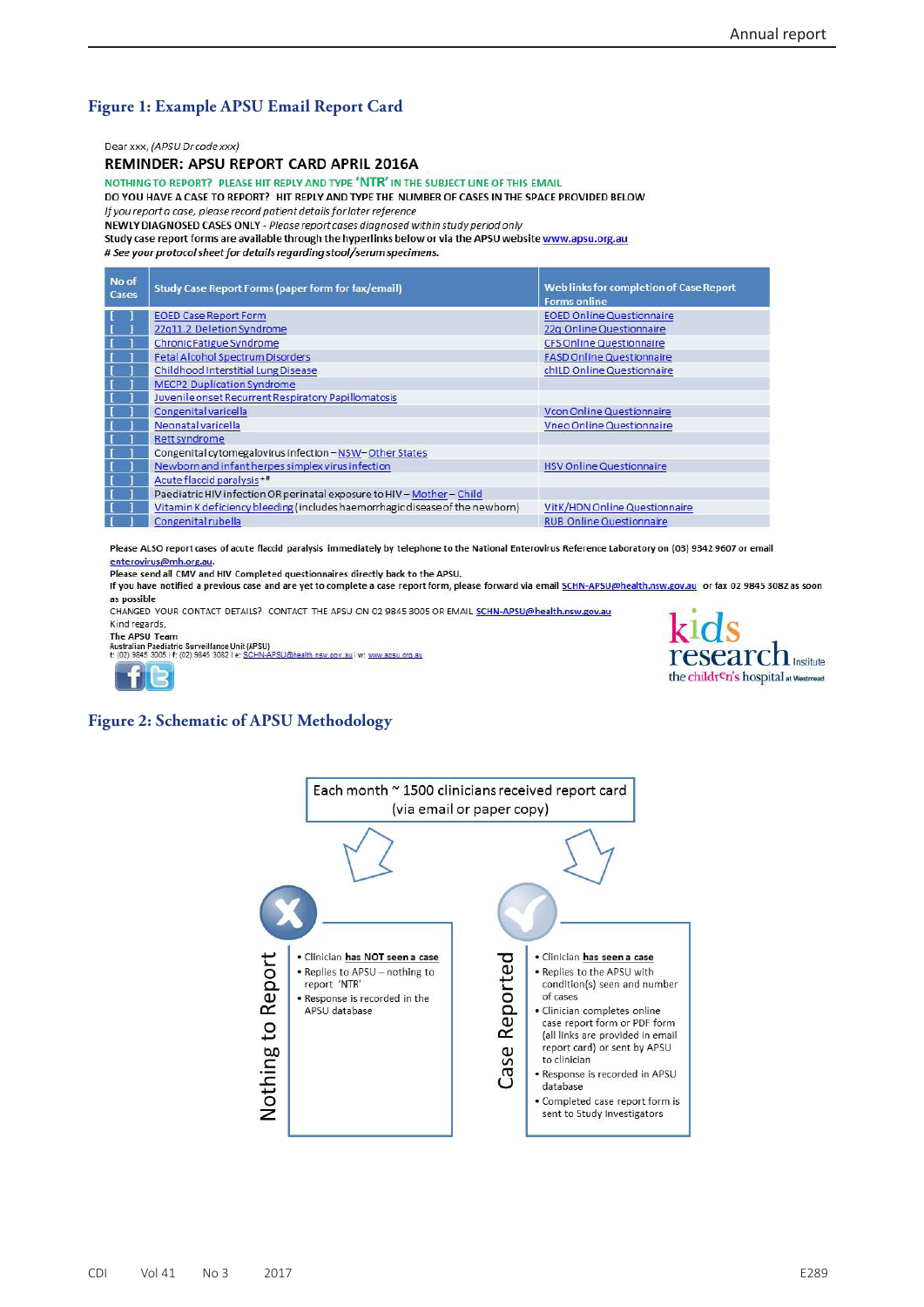## Figure 1: Example APSU Email Report Card

Dear xxx, *(APSU Dr code xxx)*

**REMINDER: APSU REPORT CARD APRIL 2016A**

NOTHING TO REPORT? PLEASE HIT REPLY AND TYPE **'NTR'** IN THE SUBJECT LINE OF THIS EMAIL

DO YOU HAVE A CASE TO REPORT? HIT REPLY AND TYPE THE NUMBER OF CASES IN THE SPACE PROVIDED BELOW

*If you report a case, please record patient details for later reference*

NEWLY DIAGNOSED CASES ONLY - *Please report cases diagnosed within study period only*

Study case report forms are available through the hyperlinks below or via the APSU website www.apsu.org.au

*# See your protocol sheet for details regarding stool/serum specimens.*

| No of Cases | Study Case Report Forms (paper form for fax/email) | Web links for completion of Case Report Forms online |
|---|---|---|
| [ ] | EOED Case Report Form | EOED Online Questionnaire |
| [ ] | 22q11.2 Deletion Syndrome | 22q Online Questionnaire |
| [ ] | Chronic Fatigue Syndrome | CFS Online Questionnaire |
| [ ] | Fetal Alcohol Spectrum Disorders | FASD Online Questionnaire |
| [ ] | Childhood Interstitial Lung Disease | chILD Online Questionnaire |
| [ ] | MECP2 Duplication Syndrome | |
| [ ] | Juvenile onset Recurrent Respiratory Papillomatosis | |
| [ ] | Congenital varicella | Vcon Online Questionnaire |
| [ ] | Neonatal varicella | Vneo Online Questionnaire |
| [ ] | Rett syndrome | |
| [ ] | Congenital cytomegalovirus infection – NSW – Other States | |
| [ ] | Newborn and infant herpes simplex virus infection | HSV Online Questionnaire |
| [ ] | Acute flaccid paralysis+# | |
| [ ] | Paediatric HIV infection OR perinatal exposure to HIV – Mother – Child | |
| [ ] | Vitamin K deficiency bleeding (includes haemorrhagic disease of the newborn) | VitK/HDN Online Questionnaire |
| [ ] | Congenital rubella | RUB Online Questionnaire |

Please ALSO report cases of acute flaccid paralysis immediately by telephone to the National Enterovirus Reference Laboratory on (03) 9342 9607 or email enterovirus@mh.org.au.

Please send all CMV and HIV Completed questionnaires directly back to the APSU.

If you have notified a previous case and are yet to complete a case report form, please forward via email SCHN-APSU@health.nsw.gov.au or fax 02 9845 3082 as soon as possible

CHANGED YOUR CONTACT DETAILS? CONTACT THE APSU ON 02 9845 3005 OR EMAIL SCHN-APSU@health.nsw.gov.au

Kind regards,

The APSU Team

Australian Paediatric Surveillance Unit (APSU)

t: (02) 9845 3005 | f: (02) 9845 3082 | e: SCHN-APSU@health.nsw.gov.au | w: www.apsu.org.au

kids research Institute — the children's hospital at Westmead

## Figure 2: Schematic of APSU Methodology

Each month ~ 1500 clinicians received report card (via email or paper copy)

**Nothing to Report**

- Clinician **has NOT seen a case**
- Replies to APSU – nothing to report 'NTR'
- Response is recorded in the APSU database

**Case Reported**

- Clinician **has seen a case**
- Replies to the APSU with condition(s) seen and number of cases
- Clinician completes online case report form or PDF form (all links are provided in email report card) or sent by APSU to clinician
- Response is recorded in APSU database
- Completed case report form is sent to Study Investigators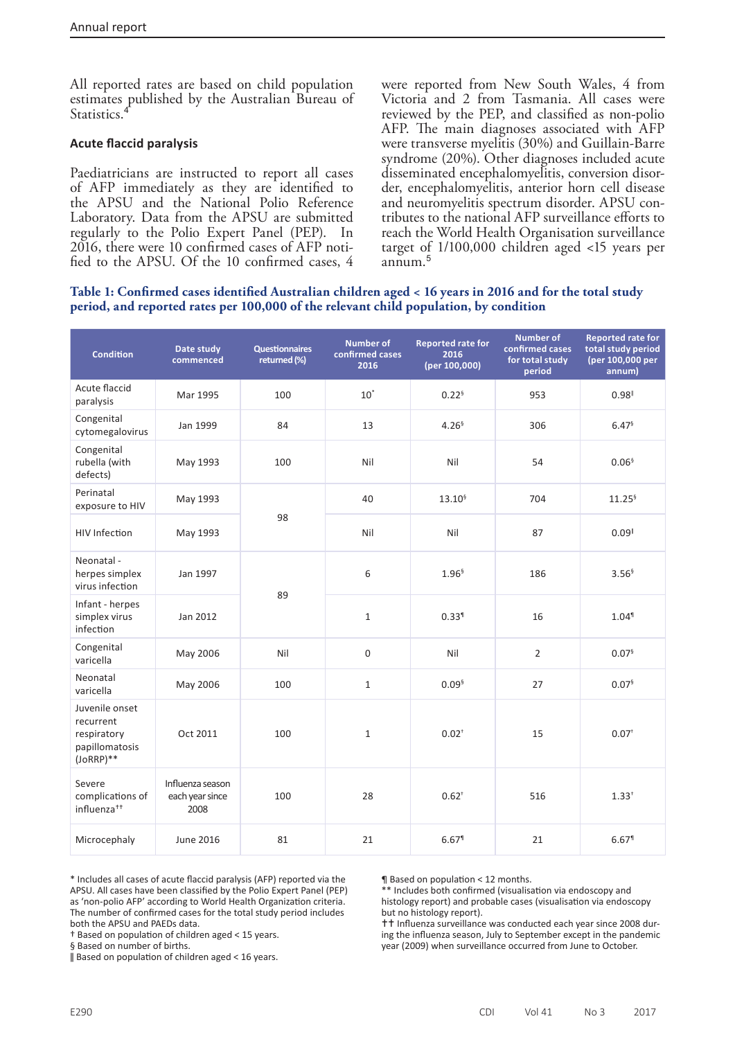All reported rates are based on child population estimates published by the Australian Bureau of Statistics.[4]

### Acute flaccid paralysis

Paediatricians are instructed to report all cases of AFP immediately as they are identified to the APSU and the National Polio Reference Laboratory. Data from the APSU are submitted regularly to the Polio Expert Panel (PEP). In 2016, there were 10 confirmed cases of AFP notified to the APSU. Of the 10 confirmed cases, 4 were reported from New South Wales, 4 from Victoria and 2 from Tasmania. All cases were reviewed by the PEP, and classified as non-polio AFP. The main diagnoses associated with AFP were transverse myelitis (30%) and Guillain-Barre syndrome (20%). Other diagnoses included acute disseminated encephalomyelitis, conversion disorder, encephalomyelitis, anterior horn cell disease and neuromyelitis spectrum disorder. APSU contributes to the national AFP surveillance efforts to reach the World Health Organisation surveillance target of 1/100,000 children aged <15 years per annum.[5]

**Table 1: Confirmed cases identified Australian children aged < 16 years in 2016 and for the total study period, and reported rates per 100,000 of the relevant child population, by condition**

| Condition | Date study commenced | Questionnaires returned (%) | Number of confirmed cases 2016 | Reported rate for 2016 (per 100,000) | Number of confirmed cases for total study period | Reported rate for total study period (per 100,000 per annum) |
|---|---|---|---|---|---|---|
| Acute flaccid paralysis | Mar 1995 | 100 | 10* | 0.22§ | 953 | 0.98‖ |
| Congenital cytomegalovirus | Jan 1999 | 84 | 13 | 4.26§ | 306 | 6.47§ |
| Congenital rubella (with defects) | May 1993 | 100 | Nil | Nil | 54 | 0.06§ |
| Perinatal exposure to HIV | May 1993 | 98 | 40 | 13.10§ | 704 | 11.25§ |
| HIV Infection | May 1993 | | Nil | Nil | 87 | 0.09‖ |
| Neonatal - herpes simplex virus infection | Jan 1997 | 89 | 6 | 1.96§ | 186 | 3.56§ |
| Infant - herpes simplex virus infection | Jan 2012 | | 1 | 0.33¶ | 16 | 1.04¶ |
| Congenital varicella | May 2006 | Nil | 0 | Nil | 2 | 0.07§ |
| Neonatal varicella | May 2006 | 100 | 1 | 0.09§ | 27 | 0.07§ |
| Juvenile onset recurrent respiratory papillomatosis (JoRRP)** | Oct 2011 | 100 | 1 | 0.02† | 15 | 0.07† |
| Severe complications of influenza†† | Influenza season each year since 2008 | 100 | 28 | 0.62† | 516 | 1.33† |
| Microcephaly | June 2016 | 81 | 21 | 6.67¶ | 21 | 6.67¶ |

\* Includes all cases of acute flaccid paralysis (AFP) reported via the APSU. All cases have been classified by the Polio Expert Panel (PEP) as 'non-polio AFP' according to World Health Organization criteria. The number of confirmed cases for the total study period includes both the APSU and PAEDs data.

† Based on population of children aged < 15 years.

§ Based on number of births.

‖ Based on population of children aged < 16 years.

¶ Based on population < 12 months.

** Includes both confirmed (visualisation via endoscopy and histology report) and probable cases (visualisation via endoscopy but no histology report).

†† Influenza surveillance was conducted each year since 2008 during the influenza season, July to September except in the pandemic year (2009) when surveillance occurred from June to October.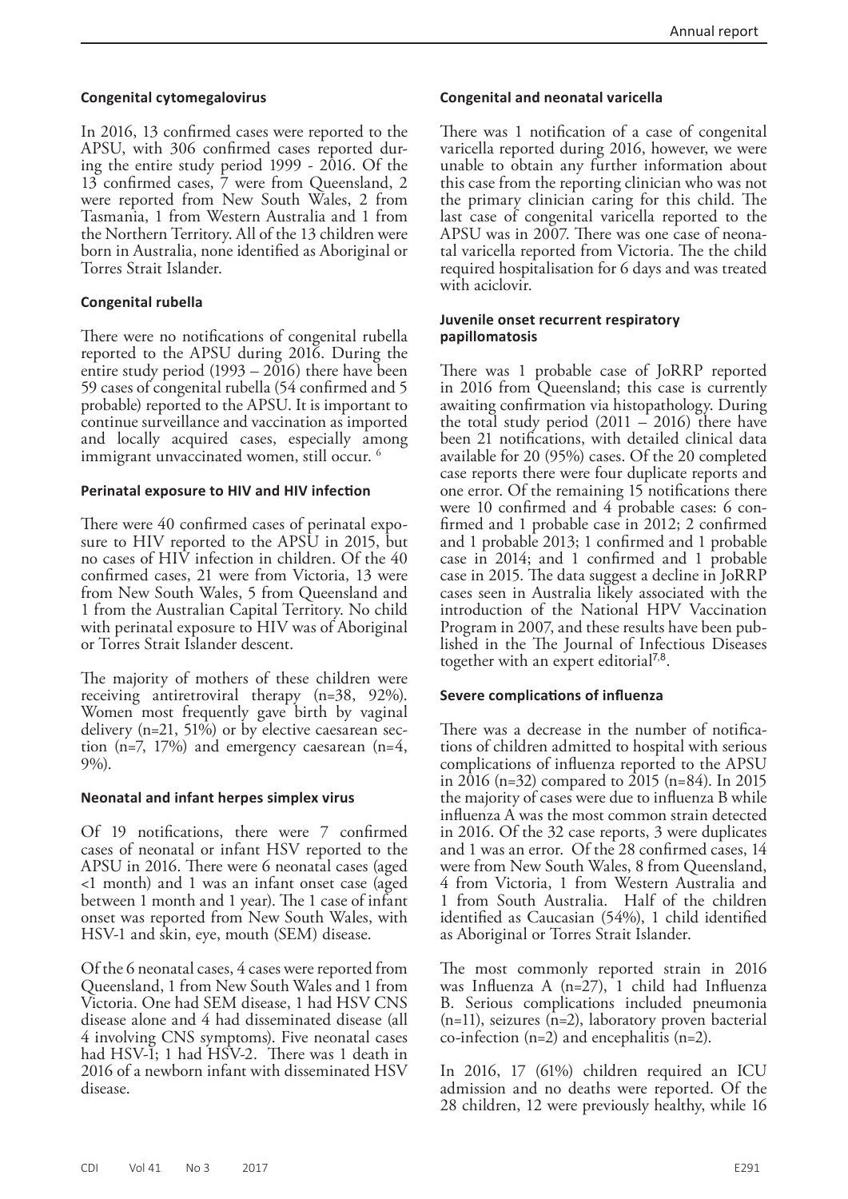### Congenital cytomegalovirus

In 2016, 13 confirmed cases were reported to the APSU, with 306 confirmed cases reported during the entire study period 1999 - 2016. Of the 13 confirmed cases, 7 were from Queensland, 2 were reported from New South Wales, 2 from Tasmania, 1 from Western Australia and 1 from the Northern Territory. All of the 13 children were born in Australia, none identified as Aboriginal or Torres Strait Islander.

### Congenital rubella

There were no notifications of congenital rubella reported to the APSU during 2016. During the entire study period (1993 – 2016) there have been 59 cases of congenital rubella (54 confirmed and 5 probable) reported to the APSU. It is important to continue surveillance and vaccination as imported and locally acquired cases, especially among immigrant unvaccinated women, still occur. [6]

### Perinatal exposure to HIV and HIV infection

There were 40 confirmed cases of perinatal exposure to HIV reported to the APSU in 2015, but no cases of HIV infection in children. Of the 40 confirmed cases, 21 were from Victoria, 13 were from New South Wales, 5 from Queensland and 1 from the Australian Capital Territory. No child with perinatal exposure to HIV was of Aboriginal or Torres Strait Islander descent.

The majority of mothers of these children were receiving antiretroviral therapy (n=38, 92%). Women most frequently gave birth by vaginal delivery (n=21, 51%) or by elective caesarean section (n=7, 17%) and emergency caesarean (n=4, 9%).

### Neonatal and infant herpes simplex virus

Of 19 notifications, there were 7 confirmed cases of neonatal or infant HSV reported to the APSU in 2016. There were 6 neonatal cases (aged <1 month) and 1 was an infant onset case (aged between 1 month and 1 year). The 1 case of infant onset was reported from New South Wales, with HSV-1 and skin, eye, mouth (SEM) disease.

Of the 6 neonatal cases, 4 cases were reported from Queensland, 1 from New South Wales and 1 from Victoria. One had SEM disease, 1 had HSV CNS disease alone and 4 had disseminated disease (all 4 involving CNS symptoms). Five neonatal cases had HSV-1; 1 had HSV-2. There was 1 death in 2016 of a newborn infant with disseminated HSV disease.

### Congenital and neonatal varicella

There was 1 notification of a case of congenital varicella reported during 2016, however, we were unable to obtain any further information about this case from the reporting clinician who was not the primary clinician caring for this child. The last case of congenital varicella reported to the APSU was in 2007. There was one case of neonatal varicella reported from Victoria. The the child required hospitalisation for 6 days and was treated with aciclovir.

### Juvenile onset recurrent respiratory papillomatosis

There was 1 probable case of JoRRP reported in 2016 from Queensland; this case is currently awaiting confirmation via histopathology. During the total study period (2011 – 2016) there have been 21 notifications, with detailed clinical data available for 20 (95%) cases. Of the 20 completed case reports there were four duplicate reports and one error. Of the remaining 15 notifications there were 10 confirmed and 4 probable cases: 6 confirmed and 1 probable case in 2012; 2 confirmed and 1 probable 2013; 1 confirmed and 1 probable case in 2014; and 1 confirmed and 1 probable case in 2015. The data suggest a decline in JoRRP cases seen in Australia likely associated with the introduction of the National HPV Vaccination Program in 2007, and these results have been published in the The Journal of Infectious Diseases together with an expert editorial[7,8].

### Severe complications of influenza

There was a decrease in the number of notifications of children admitted to hospital with serious complications of influenza reported to the APSU in 2016 (n=32) compared to 2015 (n=84). In 2015 the majority of cases were due to influenza B while influenza A was the most common strain detected in 2016. Of the 32 case reports, 3 were duplicates and 1 was an error. Of the 28 confirmed cases, 14 were from New South Wales, 8 from Queensland, 4 from Victoria, 1 from Western Australia and 1 from South Australia. Half of the children identified as Caucasian (54%), 1 child identified as Aboriginal or Torres Strait Islander.

The most commonly reported strain in 2016 was Influenza A (n=27), 1 child had Influenza B. Serious complications included pneumonia (n=11), seizures (n=2), laboratory proven bacterial co-infection (n=2) and encephalitis (n=2).

In 2016, 17 (61%) children required an ICU admission and no deaths were reported. Of the 28 children, 12 were previously healthy, while 16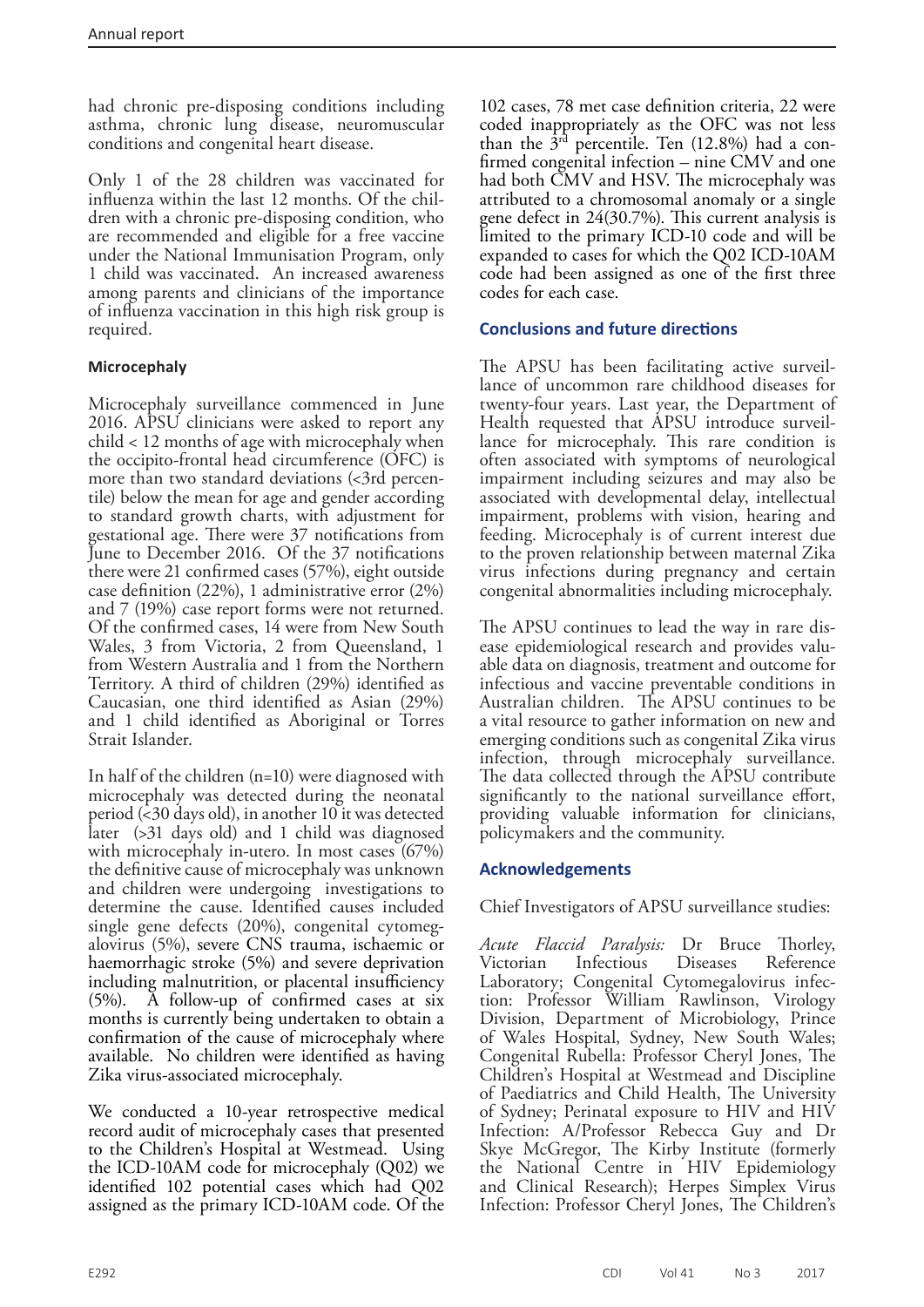had chronic pre-disposing conditions including asthma, chronic lung disease, neuromuscular conditions and congenital heart disease.

Only 1 of the 28 children was vaccinated for influenza within the last 12 months. Of the children with a chronic pre-disposing condition, who are recommended and eligible for a free vaccine under the National Immunisation Program, only 1 child was vaccinated. An increased awareness among parents and clinicians of the importance of influenza vaccination in this high risk group is required.

### Microcephaly

Microcephaly surveillance commenced in June 2016. APSU clinicians were asked to report any child < 12 months of age with microcephaly when the occipito-frontal head circumference (OFC) is more than two standard deviations (<3rd percentile) below the mean for age and gender according to standard growth charts, with adjustment for gestational age. There were 37 notifications from June to December 2016. Of the 37 notifications there were 21 confirmed cases (57%), eight outside case definition (22%), 1 administrative error (2%) and 7 (19%) case report forms were not returned. Of the confirmed cases, 14 were from New South Wales, 3 from Victoria, 2 from Queensland, 1 from Western Australia and 1 from the Northern Territory. A third of children (29%) identified as Caucasian, one third identified as Asian (29%) and 1 child identified as Aboriginal or Torres Strait Islander.

In half of the children (n=10) were diagnosed with microcephaly was detected during the neonatal period (<30 days old), in another 10 it was detected later (>31 days old) and 1 child was diagnosed with microcephaly in-utero. In most cases (67%) the definitive cause of microcephaly was unknown and children were undergoing investigations to determine the cause. Identified causes included single gene defects (20%), congenital cytomegalovirus (5%), severe CNS trauma, ischaemic or haemorrhagic stroke (5%) and severe deprivation including malnutrition, or placental insufficiency (5%). A follow-up of confirmed cases at six months is currently being undertaken to obtain a confirmation of the cause of microcephaly where available. No children were identified as having Zika virus-associated microcephaly.

We conducted a 10-year retrospective medical record audit of microcephaly cases that presented to the Children's Hospital at Westmead. Using the ICD-10AM code for microcephaly (Q02) we identified 102 potential cases which had Q02 assigned as the primary ICD-10AM code. Of the 102 cases, 78 met case definition criteria, 22 were coded inappropriately as the OFC was not less than the 3rd percentile. Ten (12.8%) had a confirmed congenital infection – nine CMV and one had both CMV and HSV. The microcephaly was attributed to a chromosomal anomaly or a single gene defect in 24(30.7%). This current analysis is limited to the primary ICD-10 code and will be expanded to cases for which the Q02 ICD-10AM code had been assigned as one of the first three codes for each case.

## Conclusions and future directions

The APSU has been facilitating active surveillance of uncommon rare childhood diseases for twenty-four years. Last year, the Department of Health requested that APSU introduce surveillance for microcephaly. This rare condition is often associated with symptoms of neurological impairment including seizures and may also be associated with developmental delay, intellectual impairment, problems with vision, hearing and feeding. Microcephaly is of current interest due to the proven relationship between maternal Zika virus infections during pregnancy and certain congenital abnormalities including microcephaly.

The APSU continues to lead the way in rare disease epidemiological research and provides valuable data on diagnosis, treatment and outcome for infectious and vaccine preventable conditions in Australian children. The APSU continues to be a vital resource to gather information on new and emerging conditions such as congenital Zika virus infection, through microcephaly surveillance. The data collected through the APSU contribute significantly to the national surveillance effort, providing valuable information for clinicians, policymakers and the community.

## Acknowledgements

Chief Investigators of APSU surveillance studies:

*Acute Flaccid Paralysis:* Dr Bruce Thorley, Victorian Infectious Diseases Reference Laboratory; Congenital Cytomegalovirus infection: Professor William Rawlinson, Virology Division, Department of Microbiology, Prince of Wales Hospital, Sydney, New South Wales; Congenital Rubella: Professor Cheryl Jones, The Children's Hospital at Westmead and Discipline of Paediatrics and Child Health, The University of Sydney; Perinatal exposure to HIV and HIV Infection: A/Professor Rebecca Guy and Dr Skye McGregor, The Kirby Institute (formerly the National Centre in HIV Epidemiology and Clinical Research); Herpes Simplex Virus Infection: Professor Cheryl Jones, The Children's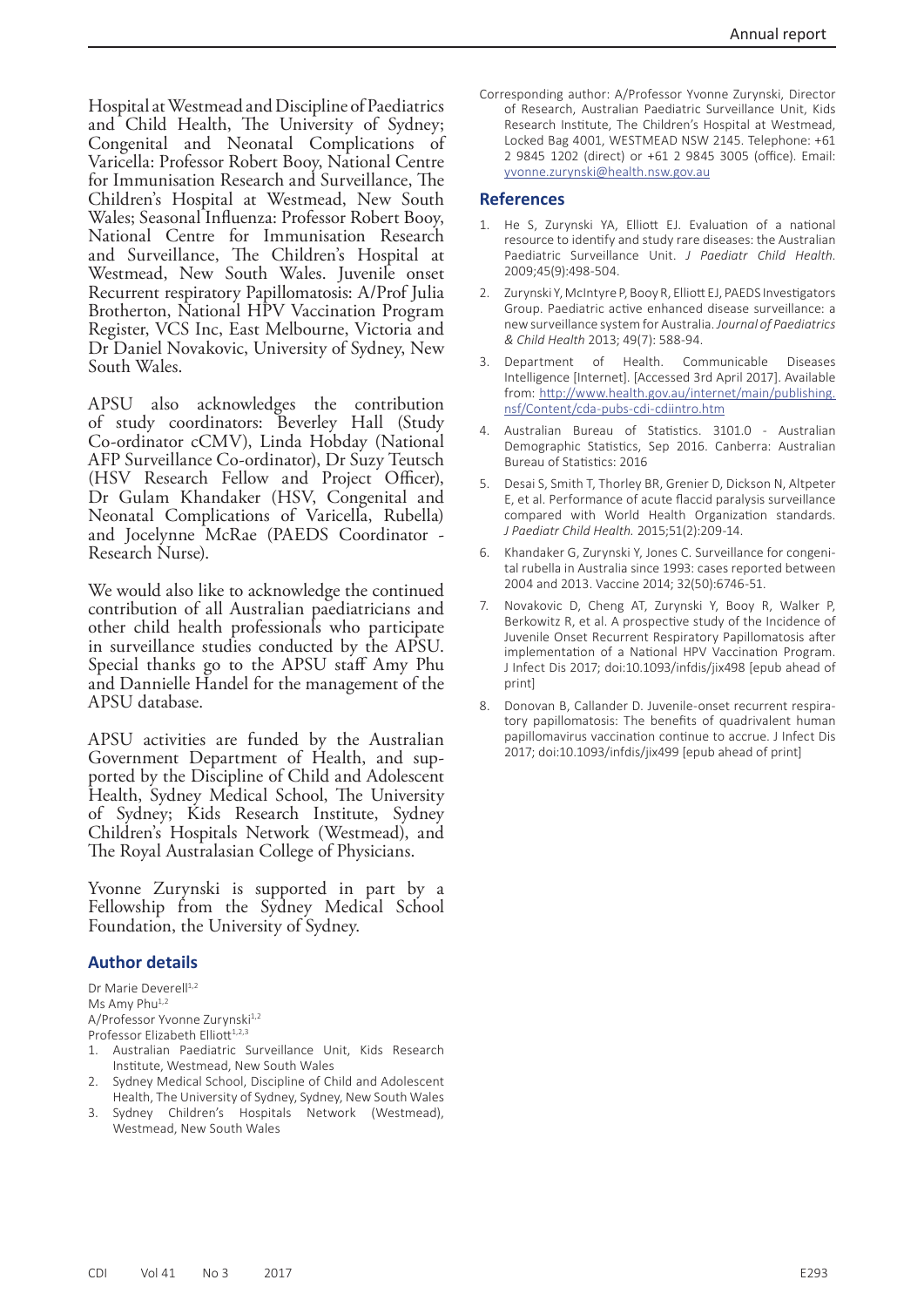Hospital at Westmead and Discipline of Paediatrics and Child Health, The University of Sydney; Congenital and Neonatal Complications of Varicella: Professor Robert Booy, National Centre for Immunisation Research and Surveillance, The Children's Hospital at Westmead, New South Wales; Seasonal Influenza: Professor Robert Booy, National Centre for Immunisation Research and Surveillance, The Children's Hospital at Westmead, New South Wales. Juvenile onset Recurrent respiratory Papillomatosis: A/Prof Julia Brotherton, National HPV Vaccination Program Register, VCS Inc, East Melbourne, Victoria and Dr Daniel Novakovic, University of Sydney, New South Wales.

APSU also acknowledges the contribution of study coordinators: Beverley Hall (Study Co-ordinator cCMV), Linda Hobday (National AFP Surveillance Co-ordinator), Dr Suzy Teutsch (HSV Research Fellow and Project Officer), Dr Gulam Khandaker (HSV, Congenital and Neonatal Complications of Varicella, Rubella) and Jocelynne McRae (PAEDS Coordinator - Research Nurse).

We would also like to acknowledge the continued contribution of all Australian paediatricians and other child health professionals who participate in surveillance studies conducted by the APSU. Special thanks go to the APSU staff Amy Phu and Dannielle Handel for the management of the APSU database.

APSU activities are funded by the Australian Government Department of Health, and supported by the Discipline of Child and Adolescent Health, Sydney Medical School, The University of Sydney; Kids Research Institute, Sydney Children's Hospitals Network (Westmead), and The Royal Australasian College of Physicians.

Yvonne Zurynski is supported in part by a Fellowship from the Sydney Medical School Foundation, the University of Sydney.

## Author details

Dr Marie Deverell[1,2]
Ms Amy Phu[1,2]
A/Professor Yvonne Zurynski[1,2]
Professor Elizabeth Elliott[1,2,3]

1. Australian Paediatric Surveillance Unit, Kids Research Institute, Westmead, New South Wales
2. Sydney Medical School, Discipline of Child and Adolescent Health, The University of Sydney, Sydney, New South Wales
3. Sydney Children's Hospitals Network (Westmead), Westmead, New South Wales

Corresponding author: A/Professor Yvonne Zurynski, Director of Research, Australian Paediatric Surveillance Unit, Kids Research Institute, The Children's Hospital at Westmead, Locked Bag 4001, WESTMEAD NSW 2145. Telephone: +61 2 9845 1202 (direct) or +61 2 9845 3005 (office). Email: yvonne.zurynski@health.nsw.gov.au

## References

1. He S, Zurynski YA, Elliott EJ. Evaluation of a national resource to identify and study rare diseases: the Australian Paediatric Surveillance Unit. *J Paediatr Child Health*. 2009;45(9):498-504.
2. Zurynski Y, McIntyre P, Booy R, Elliott EJ, PAEDS Investigators Group. Paediatric active enhanced disease surveillance: a new surveillance system for Australia. *Journal of Paediatrics & Child Health* 2013; 49(7): 588-94.
3. Department of Health. Communicable Diseases Intelligence [Internet]. [Accessed 3rd April 2017]. Available from: http://www.health.gov.au/internet/main/publishing.nsf/Content/cda-pubs-cdi-cdiintro.htm
4. Australian Bureau of Statistics. 3101.0 - Australian Demographic Statistics, Sep 2016. Canberra: Australian Bureau of Statistics: 2016
5. Desai S, Smith T, Thorley BR, Grenier D, Dickson N, Altpeter E, et al. Performance of acute flaccid paralysis surveillance compared with World Health Organization standards. *J Paediatr Child Health.* 2015;51(2):209-14.
6. Khandaker G, Zurynski Y, Jones C. Surveillance for congenital rubella in Australia since 1993: cases reported between 2004 and 2013. Vaccine 2014; 32(50):6746-51.
7. Novakovic D, Cheng AT, Zurynski Y, Booy R, Walker P, Berkowitz R, et al. A prospective study of the Incidence of Juvenile Onset Recurrent Respiratory Papillomatosis after implementation of a National HPV Vaccination Program. J Infect Dis 2017; doi:10.1093/infdis/jix498 [epub ahead of print]
8. Donovan B, Callander D. Juvenile-onset recurrent respiratory papillomatosis: The benefits of quadrivalent human papillomavirus vaccination continue to accrue. J Infect Dis 2017; doi:10.1093/infdis/jix499 [epub ahead of print]